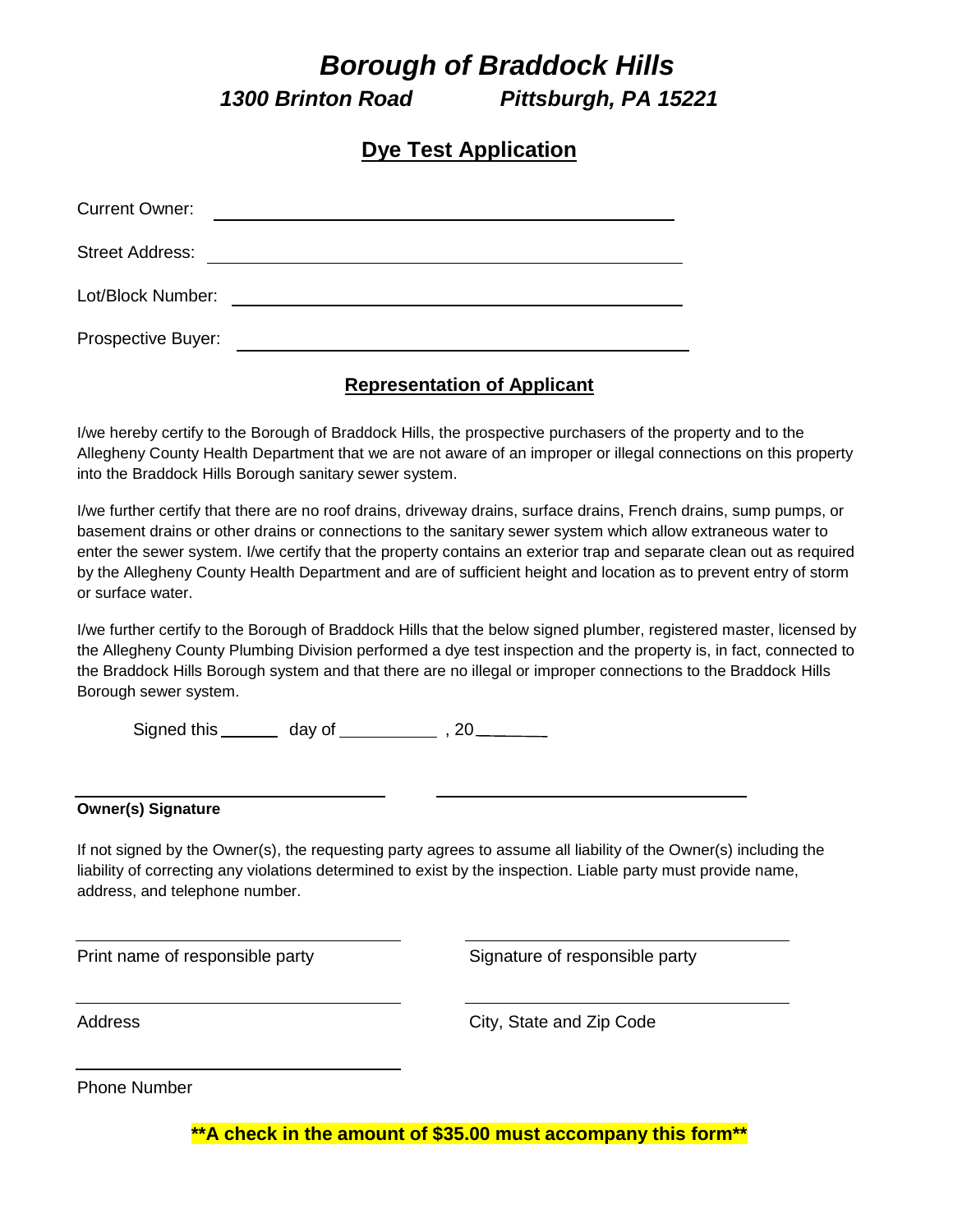# *Borough of Braddock Hills*

***1300 Brinton Road Pittsburgh, PA 15221***

## Dye Test Application

Current Owner: ______________________________________________

Street Address: ______________________________________________

Lot/Block Number: ______________________________________________

Prospective Buyer: ______________________________________________

### Representation of Applicant

I/we hereby certify to the Borough of Braddock Hills, the prospective purchasers of the property and to the Allegheny County Health Department that we are not aware of an improper or illegal connections on this property into the Braddock Hills Borough sanitary sewer system.

I/we further certify that there are no roof drains, driveway drains, surface drains, French drains, sump pumps, or basement drains or other drains or connections to the sanitary sewer system which allow extraneous water to enter the sewer system. I/we certify that the property contains an exterior trap and separate clean out as required by the Allegheny County Health Department and are of sufficient height and location as to prevent entry of storm or surface water.

I/we further certify to the Borough of Braddock Hills that the below signed plumber, registered master, licensed by the Allegheny County Plumbing Division performed a dye test inspection and the property is, in fact, connected to the Braddock Hills Borough system and that there are no illegal or improper connections to the Braddock Hills Borough sewer system.

Signed this ______ day of __________ , 20______

______________________________ ______________________________

**Owner(s) Signature**

If not signed by the Owner(s), the requesting party agrees to assume all liability of the Owner(s) including the liability of correcting any violations determined to exist by the inspection. Liable party must provide name, address, and telephone number.

______________________________ ______________________________

Print name of responsible party Signature of responsible party

______________________________ ______________________________

Address City, State and Zip Code

______________________________

Phone Number

****A check in the amount of $35.00 must accompany this form****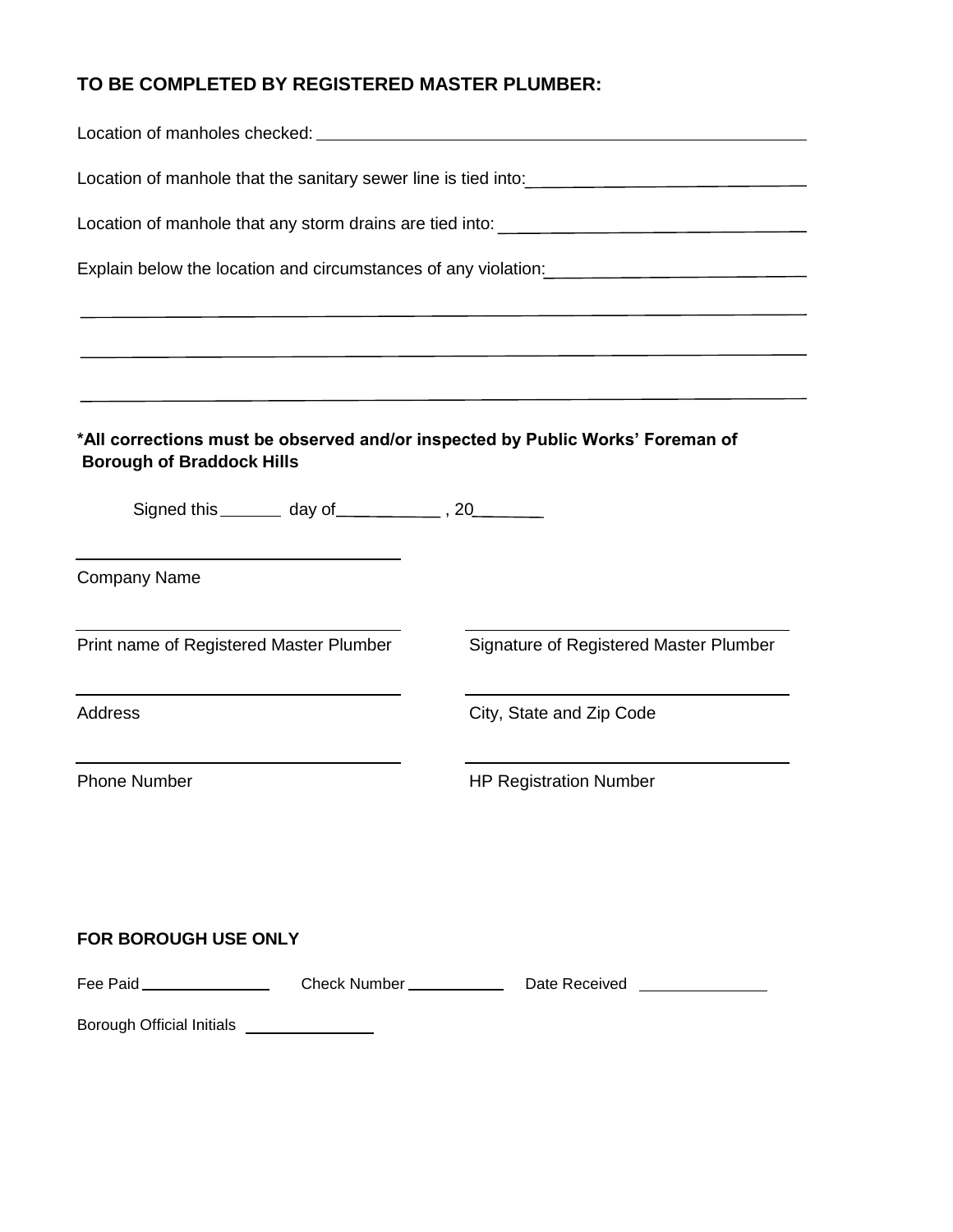**TO BE COMPLETED BY REGISTERED MASTER PLUMBER:**

Location of manholes checked: ___________________________________________

Location of manhole that the sanitary sewer line is tied into: ___________________________

Location of manhole that any storm drains are tied into: ______________________________

Explain below the location and circumstances of any violation: ___________________________

_____________________________________________________________________________

_____________________________________________________________________________

_____________________________________________________________________________

**\*All corrections must be observed and/or inspected by Public Works' Foreman of Borough of Braddock Hills**

Signed this _______ day of ___________ , 20_______

___________________________________
Company Name

| | |
|---|---|
| ___________________________________ | ___________________________________ |
| Print name of Registered Master Plumber | Signature of Registered Master Plumber |
| ___________________________________ | ___________________________________ |
| Address | City, State and Zip Code |
| ___________________________________ | ___________________________________ |
| Phone Number | HP Registration Number |

**FOR BOROUGH USE ONLY**

Fee Paid _______________ Check Number ___________ Date Received _______________

Borough Official Initials _______________